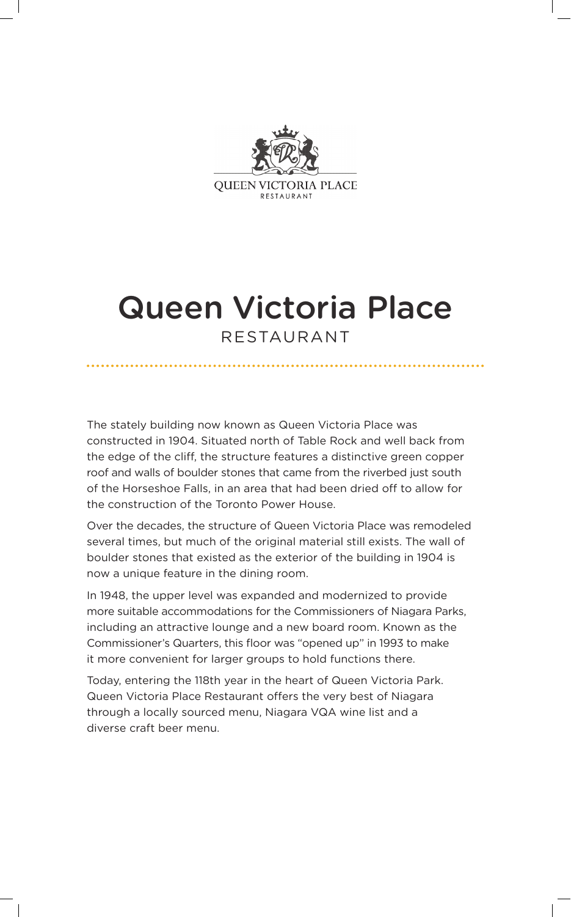QUEEN VICTORIA PLACE
RESTAURANT

# Queen Victoria Place
## RESTAURANT

The stately building now known as Queen Victoria Place was constructed in 1904. Situated north of Table Rock and well back from the edge of the cliff, the structure features a distinctive green copper roof and walls of boulder stones that came from the riverbed just south of the Horseshoe Falls, in an area that had been dried off to allow for the construction of the Toronto Power House.

Over the decades, the structure of Queen Victoria Place was remodeled several times, but much of the original material still exists. The wall of boulder stones that existed as the exterior of the building in 1904 is now a unique feature in the dining room.

In 1948, the upper level was expanded and modernized to provide more suitable accommodations for the Commissioners of Niagara Parks, including an attractive lounge and a new board room. Known as the Commissioner's Quarters, this floor was "opened up" in 1993 to make it more convenient for larger groups to hold functions there.

Today, entering the 118th year in the heart of Queen Victoria Park. Queen Victoria Place Restaurant offers the very best of Niagara through a locally sourced menu, Niagara VQA wine list and a diverse craft beer menu.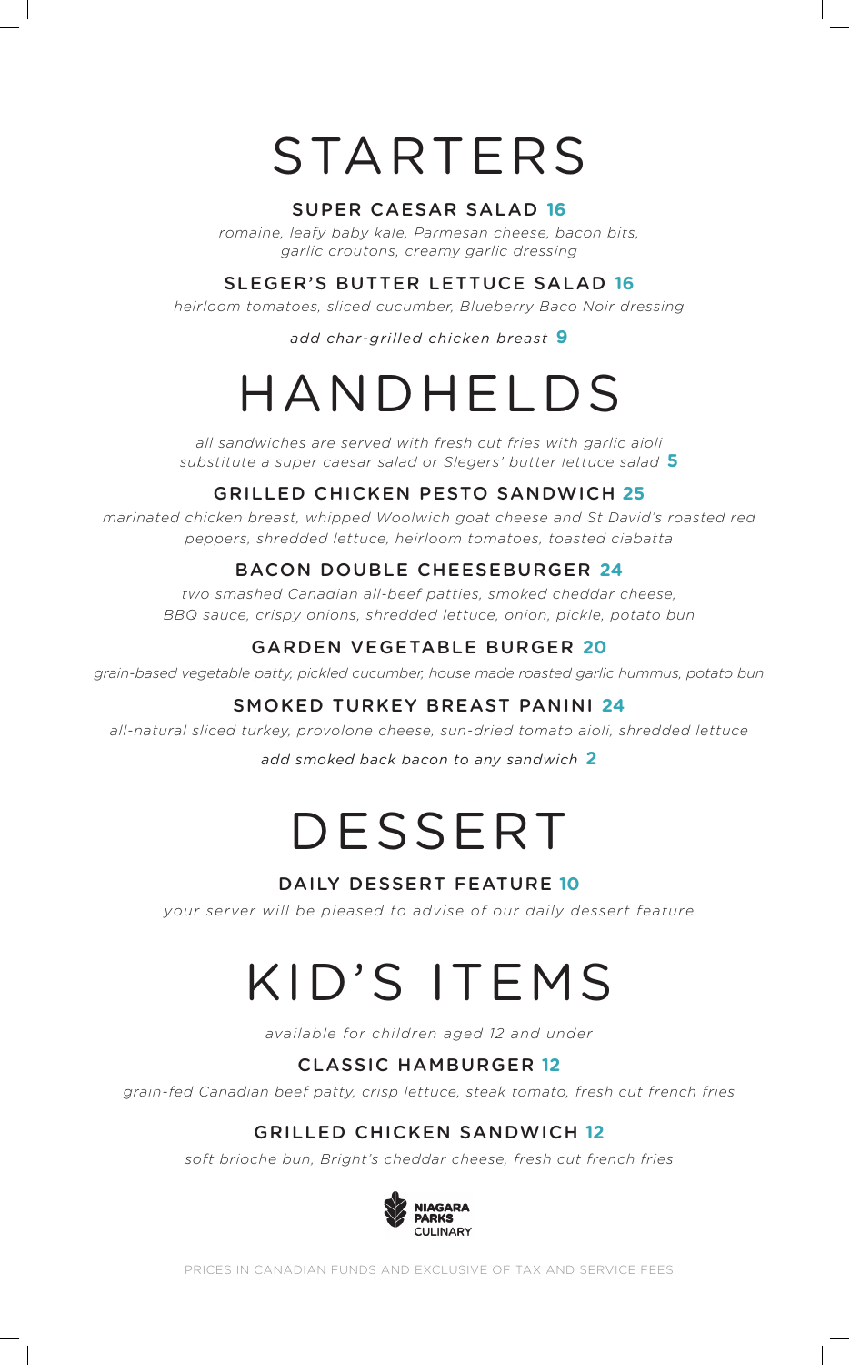# STARTERS

### SUPER CAESAR SALAD 16

*romaine, leafy baby kale, Parmesan cheese, bacon bits, garlic croutons, creamy garlic dressing*

### SLEGER'S BUTTER LETTUCE SALAD 16

*heirloom tomatoes, sliced cucumber, Blueberry Baco Noir dressing*

*add char-grilled chicken breast* **9**

# HANDHELDS

*all sandwiches are served with fresh cut fries with garlic aioli*
*substitute a super caesar salad or Slegers' butter lettuce salad* **5**

### GRILLED CHICKEN PESTO SANDWICH 25

*marinated chicken breast, whipped Woolwich goat cheese and St David's roasted red peppers, shredded lettuce, heirloom tomatoes, toasted ciabatta*

### BACON DOUBLE CHEESEBURGER 24

*two smashed Canadian all-beef patties, smoked cheddar cheese, BBQ sauce, crispy onions, shredded lettuce, onion, pickle, potato bun*

### GARDEN VEGETABLE BURGER 20

*grain-based vegetable patty, pickled cucumber, house made roasted garlic hummus, potato bun*

### SMOKED TURKEY BREAST PANINI 24

*all-natural sliced turkey, provolone cheese, sun-dried tomato aioli, shredded lettuce*

*add smoked back bacon to any sandwich* **2**

# DESSERT

### DAILY DESSERT FEATURE 10

*your server will be pleased to advise of our daily dessert feature*

# KID'S ITEMS

*available for children aged 12 and under*

### CLASSIC HAMBURGER 12

*grain-fed Canadian beef patty, crisp lettuce, steak tomato, fresh cut french fries*

### GRILLED CHICKEN SANDWICH 12

*soft brioche bun, Bright's cheddar cheese, fresh cut french fries*

NIAGARA PARKS CULINARY

PRICES IN CANADIAN FUNDS AND EXCLUSIVE OF TAX AND SERVICE FEES